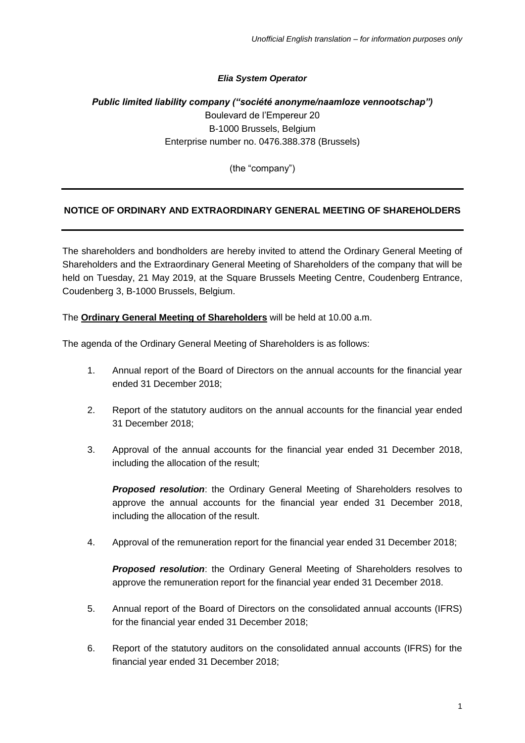*Unofficial English translation – for information purposes only*

***Elia System Operator***

***Public limited liability company ("société anonyme/naamloze vennootschap")***
Boulevard de l'Empereur 20
B-1000 Brussels, Belgium
Enterprise number no. 0476.388.378 (Brussels)

(the "company")

---

## NOTICE OF ORDINARY AND EXTRAORDINARY GENERAL MEETING OF SHAREHOLDERS

---

The shareholders and bondholders are hereby invited to attend the Ordinary General Meeting of Shareholders and the Extraordinary General Meeting of Shareholders of the company that will be held on Tuesday, 21 May 2019, at the Square Brussels Meeting Centre, Coudenberg Entrance, Coudenberg 3, B-1000 Brussels, Belgium.

The **Ordinary General Meeting of Shareholders** will be held at 10.00 a.m.

The agenda of the Ordinary General Meeting of Shareholders is as follows:

1. Annual report of the Board of Directors on the annual accounts for the financial year ended 31 December 2018;

2. Report of the statutory auditors on the annual accounts for the financial year ended 31 December 2018;

3. Approval of the annual accounts for the financial year ended 31 December 2018, including the allocation of the result;

   ***Proposed resolution***: the Ordinary General Meeting of Shareholders resolves to approve the annual accounts for the financial year ended 31 December 2018, including the allocation of the result.

4. Approval of the remuneration report for the financial year ended 31 December 2018;

   ***Proposed resolution***: the Ordinary General Meeting of Shareholders resolves to approve the remuneration report for the financial year ended 31 December 2018.

5. Annual report of the Board of Directors on the consolidated annual accounts (IFRS) for the financial year ended 31 December 2018;

6. Report of the statutory auditors on the consolidated annual accounts (IFRS) for the financial year ended 31 December 2018;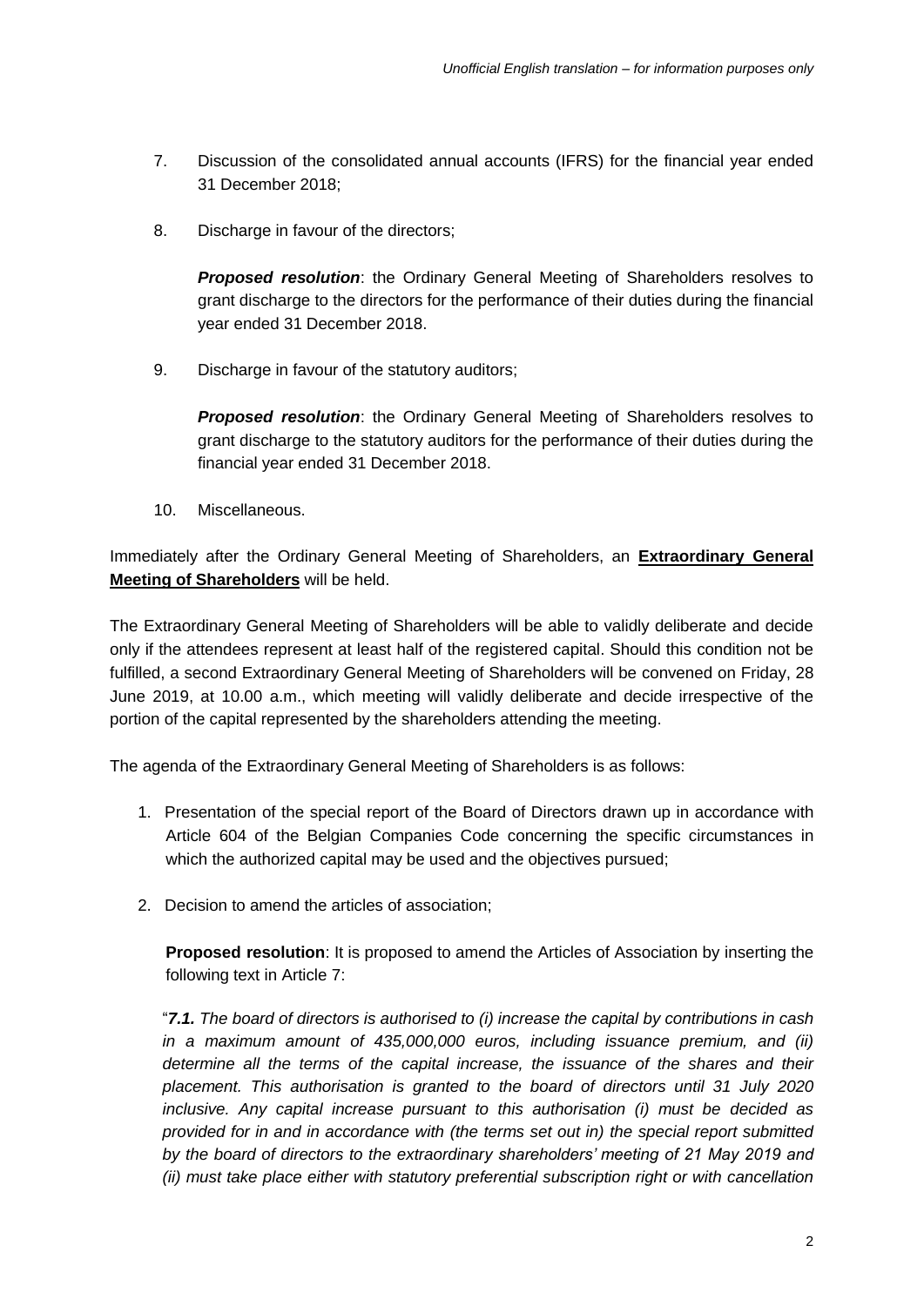7. Discussion of the consolidated annual accounts (IFRS) for the financial year ended 31 December 2018;

8. Discharge in favour of the directors;

   ***Proposed resolution***: the Ordinary General Meeting of Shareholders resolves to grant discharge to the directors for the performance of their duties during the financial year ended 31 December 2018.

9. Discharge in favour of the statutory auditors;

   ***Proposed resolution***: the Ordinary General Meeting of Shareholders resolves to grant discharge to the statutory auditors for the performance of their duties during the financial year ended 31 December 2018.

10. Miscellaneous.

Immediately after the Ordinary General Meeting of Shareholders, an **Extraordinary General Meeting of Shareholders** will be held.

The Extraordinary General Meeting of Shareholders will be able to validly deliberate and decide only if the attendees represent at least half of the registered capital. Should this condition not be fulfilled, a second Extraordinary General Meeting of Shareholders will be convened on Friday, 28 June 2019, at 10.00 a.m., which meeting will validly deliberate and decide irrespective of the portion of the capital represented by the shareholders attending the meeting.

The agenda of the Extraordinary General Meeting of Shareholders is as follows:

1. Presentation of the special report of the Board of Directors drawn up in accordance with Article 604 of the Belgian Companies Code concerning the specific circumstances in which the authorized capital may be used and the objectives pursued;

2. Decision to amend the articles of association;

   **Proposed resolution**: It is proposed to amend the Articles of Association by inserting the following text in Article 7:

   "***7.1.*** *The board of directors is authorised to (i) increase the capital by contributions in cash in a maximum amount of 435,000,000 euros, including issuance premium, and (ii) determine all the terms of the capital increase, the issuance of the shares and their placement. This authorisation is granted to the board of directors until 31 July 2020 inclusive. Any capital increase pursuant to this authorisation (i) must be decided as provided for in and in accordance with (the terms set out in) the special report submitted by the board of directors to the extraordinary shareholders' meeting of 21 May 2019 and (ii) must take place either with statutory preferential subscription right or with cancellation*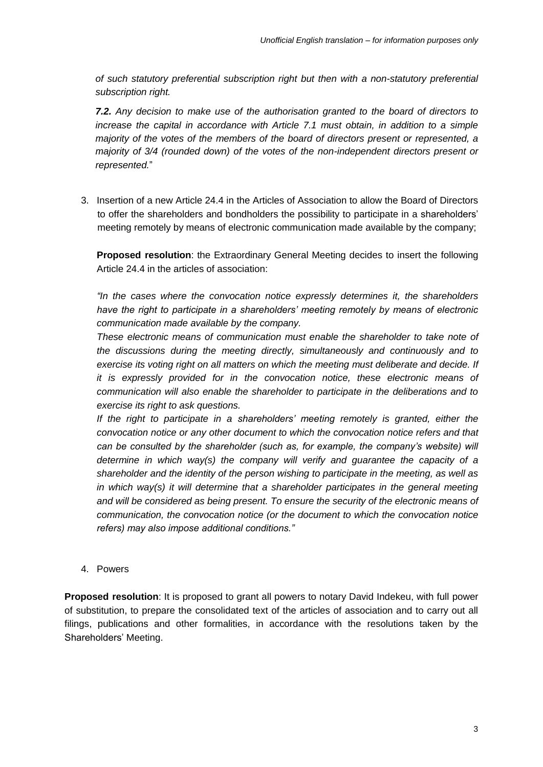*of such statutory preferential subscription right but then with a non-statutory preferential subscription right.*

***7.2.*** *Any decision to make use of the authorisation granted to the board of directors to increase the capital in accordance with Article 7.1 must obtain, in addition to a simple majority of the votes of the members of the board of directors present or represented, a majority of 3/4 (rounded down) of the votes of the non-independent directors present or represented.*"

3. Insertion of a new Article 24.4 in the Articles of Association to allow the Board of Directors to offer the shareholders and bondholders the possibility to participate in a shareholders' meeting remotely by means of electronic communication made available by the company;

   **Proposed resolution**: the Extraordinary General Meeting decides to insert the following Article 24.4 in the articles of association:

   *"In the cases where the convocation notice expressly determines it, the shareholders have the right to participate in a shareholders' meeting remotely by means of electronic communication made available by the company.*

   *These electronic means of communication must enable the shareholder to take note of the discussions during the meeting directly, simultaneously and continuously and to exercise its voting right on all matters on which the meeting must deliberate and decide. If it is expressly provided for in the convocation notice, these electronic means of communication will also enable the shareholder to participate in the deliberations and to exercise its right to ask questions.*

   *If the right to participate in a shareholders' meeting remotely is granted, either the convocation notice or any other document to which the convocation notice refers and that can be consulted by the shareholder (such as, for example, the company's website) will determine in which way(s) the company will verify and guarantee the capacity of a shareholder and the identity of the person wishing to participate in the meeting, as well as in which way(s) it will determine that a shareholder participates in the general meeting and will be considered as being present. To ensure the security of the electronic means of communication, the convocation notice (or the document to which the convocation notice refers) may also impose additional conditions."*

4. Powers

**Proposed resolution**: It is proposed to grant all powers to notary David Indekeu, with full power of substitution, to prepare the consolidated text of the articles of association and to carry out all filings, publications and other formalities, in accordance with the resolutions taken by the Shareholders' Meeting.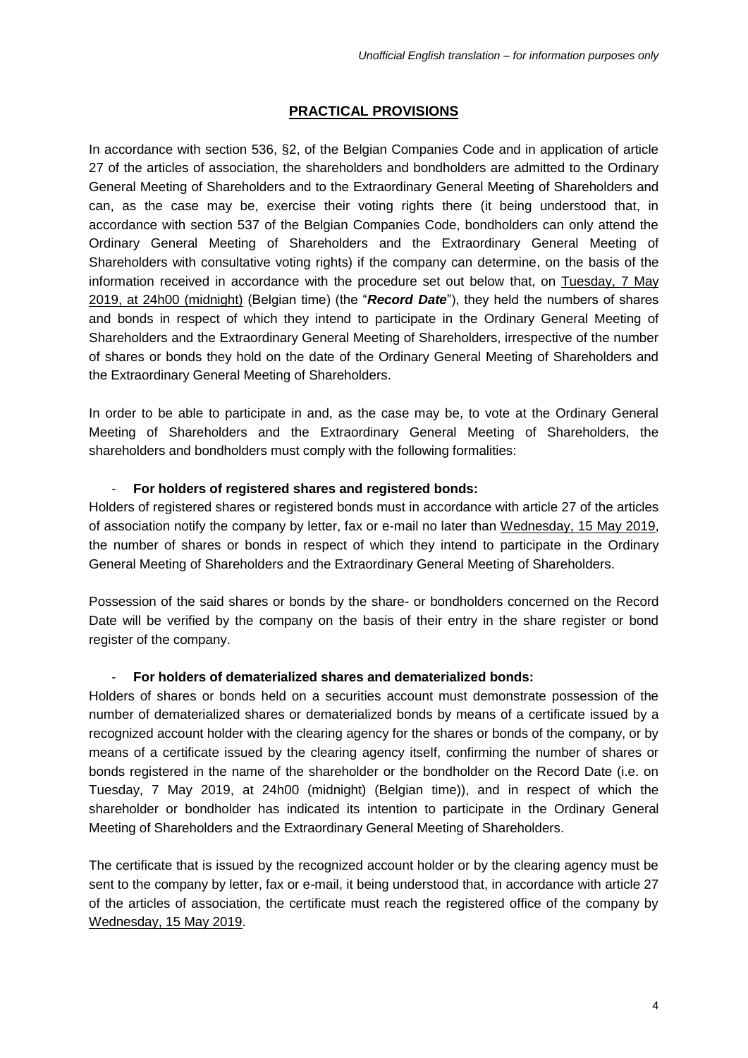*Unofficial English translation – for information purposes only*

## PRACTICAL PROVISIONS

In accordance with section 536, §2, of the Belgian Companies Code and in application of article 27 of the articles of association, the shareholders and bondholders are admitted to the Ordinary General Meeting of Shareholders and to the Extraordinary General Meeting of Shareholders and can, as the case may be, exercise their voting rights there (it being understood that, in accordance with section 537 of the Belgian Companies Code, bondholders can only attend the Ordinary General Meeting of Shareholders and the Extraordinary General Meeting of Shareholders with consultative voting rights) if the company can determine, on the basis of the information received in accordance with the procedure set out below that, on Tuesday, 7 May 2019, at 24h00 (midnight) (Belgian time) (the "***Record Date***"), they held the numbers of shares and bonds in respect of which they intend to participate in the Ordinary General Meeting of Shareholders and the Extraordinary General Meeting of Shareholders, irrespective of the number of shares or bonds they hold on the date of the Ordinary General Meeting of Shareholders and the Extraordinary General Meeting of Shareholders.

In order to be able to participate in and, as the case may be, to vote at the Ordinary General Meeting of Shareholders and the Extraordinary General Meeting of Shareholders, the shareholders and bondholders must comply with the following formalities:

- **For holders of registered shares and registered bonds:**

Holders of registered shares or registered bonds must in accordance with article 27 of the articles of association notify the company by letter, fax or e-mail no later than Wednesday, 15 May 2019, the number of shares or bonds in respect of which they intend to participate in the Ordinary General Meeting of Shareholders and the Extraordinary General Meeting of Shareholders.

Possession of the said shares or bonds by the share- or bondholders concerned on the Record Date will be verified by the company on the basis of their entry in the share register or bond register of the company.

- **For holders of dematerialized shares and dematerialized bonds:**

Holders of shares or bonds held on a securities account must demonstrate possession of the number of dematerialized shares or dematerialized bonds by means of a certificate issued by a recognized account holder with the clearing agency for the shares or bonds of the company, or by means of a certificate issued by the clearing agency itself, confirming the number of shares or bonds registered in the name of the shareholder or the bondholder on the Record Date (i.e. on Tuesday, 7 May 2019, at 24h00 (midnight) (Belgian time)), and in respect of which the shareholder or bondholder has indicated its intention to participate in the Ordinary General Meeting of Shareholders and the Extraordinary General Meeting of Shareholders.

The certificate that is issued by the recognized account holder or by the clearing agency must be sent to the company by letter, fax or e-mail, it being understood that, in accordance with article 27 of the articles of association, the certificate must reach the registered office of the company by Wednesday, 15 May 2019.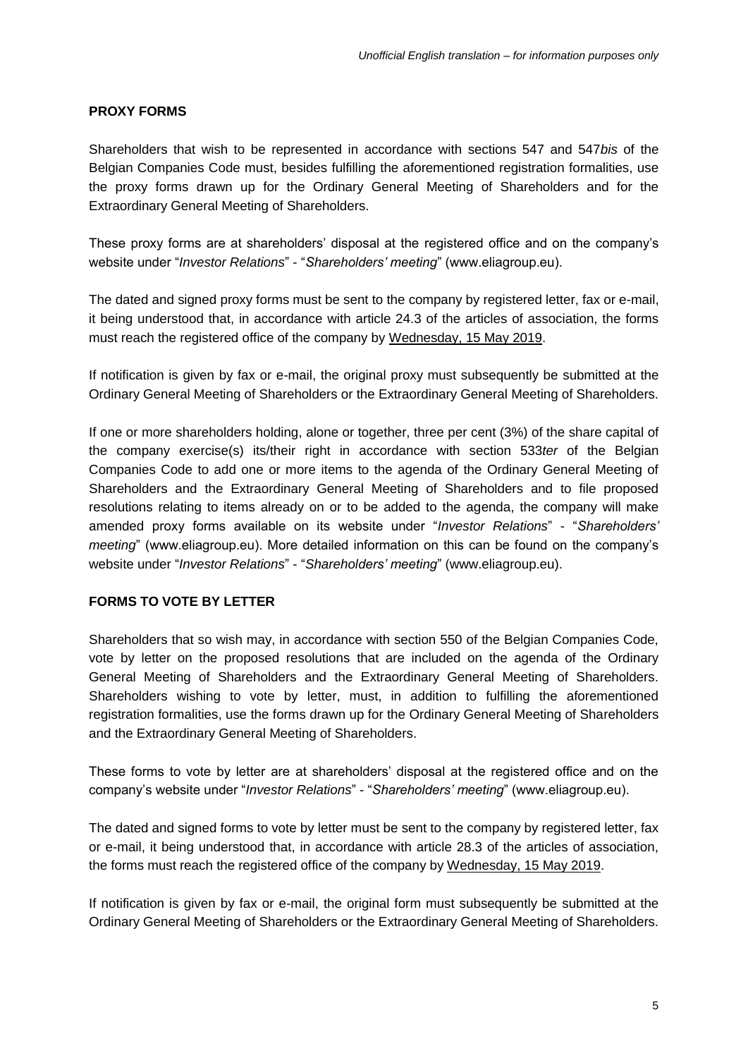## PROXY FORMS

Shareholders that wish to be represented in accordance with sections 547 and 547*bis* of the Belgian Companies Code must, besides fulfilling the aforementioned registration formalities, use the proxy forms drawn up for the Ordinary General Meeting of Shareholders and for the Extraordinary General Meeting of Shareholders.

These proxy forms are at shareholders' disposal at the registered office and on the company's website under "*Investor Relations*" - "*Shareholders' meeting*" (www.eliagroup.eu).

The dated and signed proxy forms must be sent to the company by registered letter, fax or e-mail, it being understood that, in accordance with article 24.3 of the articles of association, the forms must reach the registered office of the company by Wednesday, 15 May 2019.

If notification is given by fax or e-mail, the original proxy must subsequently be submitted at the Ordinary General Meeting of Shareholders or the Extraordinary General Meeting of Shareholders.

If one or more shareholders holding, alone or together, three per cent (3%) of the share capital of the company exercise(s) its/their right in accordance with section 533*ter* of the Belgian Companies Code to add one or more items to the agenda of the Ordinary General Meeting of Shareholders and the Extraordinary General Meeting of Shareholders and to file proposed resolutions relating to items already on or to be added to the agenda, the company will make amended proxy forms available on its website under "*Investor Relations*" - "*Shareholders' meeting*" (www.eliagroup.eu). More detailed information on this can be found on the company's website under "*Investor Relations*" - "*Shareholders' meeting*" (www.eliagroup.eu).

## FORMS TO VOTE BY LETTER

Shareholders that so wish may, in accordance with section 550 of the Belgian Companies Code, vote by letter on the proposed resolutions that are included on the agenda of the Ordinary General Meeting of Shareholders and the Extraordinary General Meeting of Shareholders. Shareholders wishing to vote by letter, must, in addition to fulfilling the aforementioned registration formalities, use the forms drawn up for the Ordinary General Meeting of Shareholders and the Extraordinary General Meeting of Shareholders.

These forms to vote by letter are at shareholders' disposal at the registered office and on the company's website under "*Investor Relations*" - "*Shareholders' meeting*" (www.eliagroup.eu).

The dated and signed forms to vote by letter must be sent to the company by registered letter, fax or e-mail, it being understood that, in accordance with article 28.3 of the articles of association, the forms must reach the registered office of the company by Wednesday, 15 May 2019.

If notification is given by fax or e-mail, the original form must subsequently be submitted at the Ordinary General Meeting of Shareholders or the Extraordinary General Meeting of Shareholders.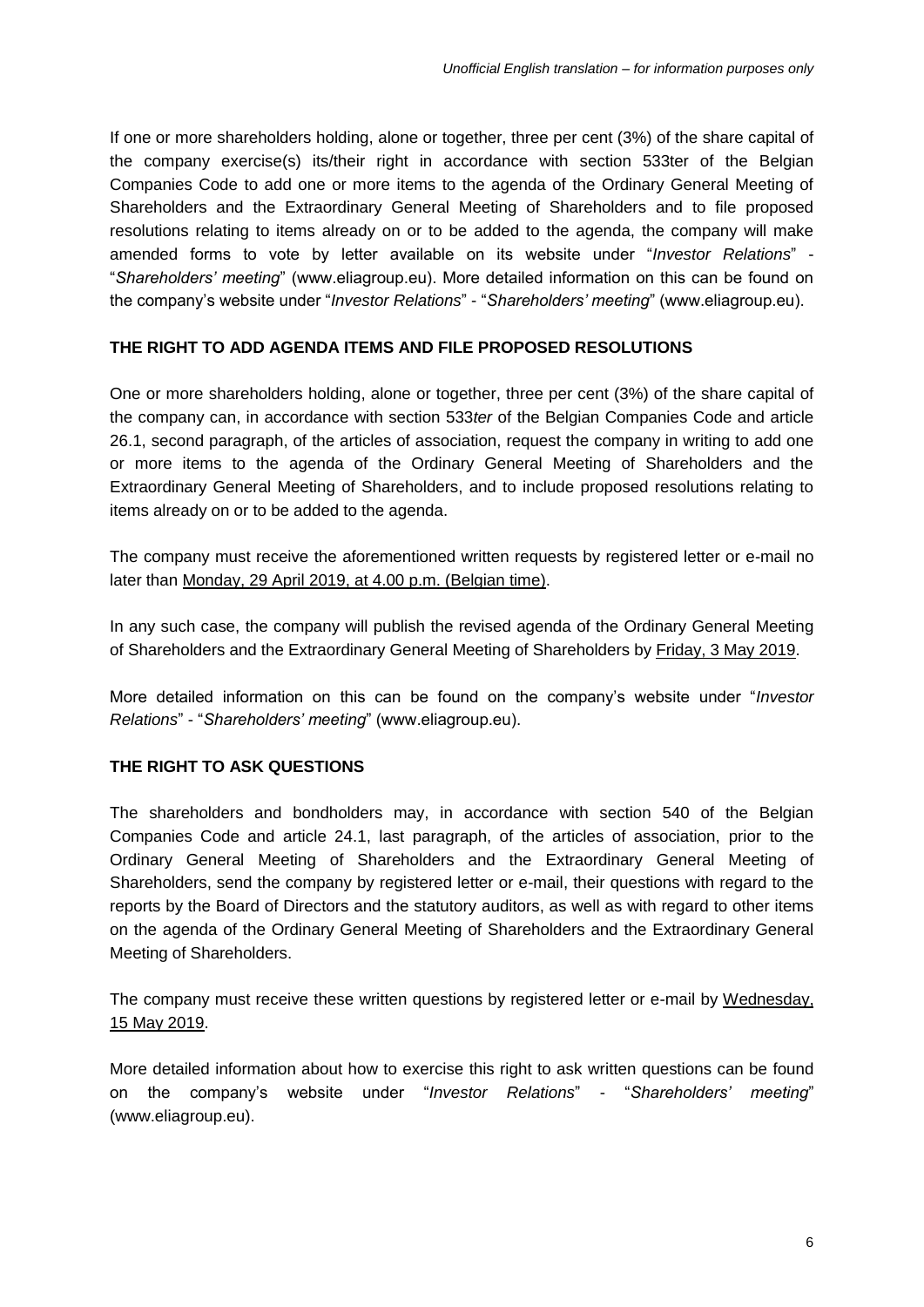If one or more shareholders holding, alone or together, three per cent (3%) of the share capital of the company exercise(s) its/their right in accordance with section 533ter of the Belgian Companies Code to add one or more items to the agenda of the Ordinary General Meeting of Shareholders and the Extraordinary General Meeting of Shareholders and to file proposed resolutions relating to items already on or to be added to the agenda, the company will make amended forms to vote by letter available on its website under "*Investor Relations*" - "*Shareholders' meeting*" (www.eliagroup.eu). More detailed information on this can be found on the company's website under "*Investor Relations*" - "*Shareholders' meeting*" (www.eliagroup.eu).

## THE RIGHT TO ADD AGENDA ITEMS AND FILE PROPOSED RESOLUTIONS

One or more shareholders holding, alone or together, three per cent (3%) of the share capital of the company can, in accordance with section 533*ter* of the Belgian Companies Code and article 26.1, second paragraph, of the articles of association, request the company in writing to add one or more items to the agenda of the Ordinary General Meeting of Shareholders and the Extraordinary General Meeting of Shareholders, and to include proposed resolutions relating to items already on or to be added to the agenda.

The company must receive the aforementioned written requests by registered letter or e-mail no later than Monday, 29 April 2019, at 4.00 p.m. (Belgian time).

In any such case, the company will publish the revised agenda of the Ordinary General Meeting of Shareholders and the Extraordinary General Meeting of Shareholders by Friday, 3 May 2019.

More detailed information on this can be found on the company's website under "*Investor Relations*" - "*Shareholders' meeting*" (www.eliagroup.eu).

## THE RIGHT TO ASK QUESTIONS

The shareholders and bondholders may, in accordance with section 540 of the Belgian Companies Code and article 24.1, last paragraph, of the articles of association, prior to the Ordinary General Meeting of Shareholders and the Extraordinary General Meeting of Shareholders, send the company by registered letter or e-mail, their questions with regard to the reports by the Board of Directors and the statutory auditors, as well as with regard to other items on the agenda of the Ordinary General Meeting of Shareholders and the Extraordinary General Meeting of Shareholders.

The company must receive these written questions by registered letter or e-mail by Wednesday, 15 May 2019.

More detailed information about how to exercise this right to ask written questions can be found on the company's website under "*Investor Relations*" - "*Shareholders' meeting*" (www.eliagroup.eu).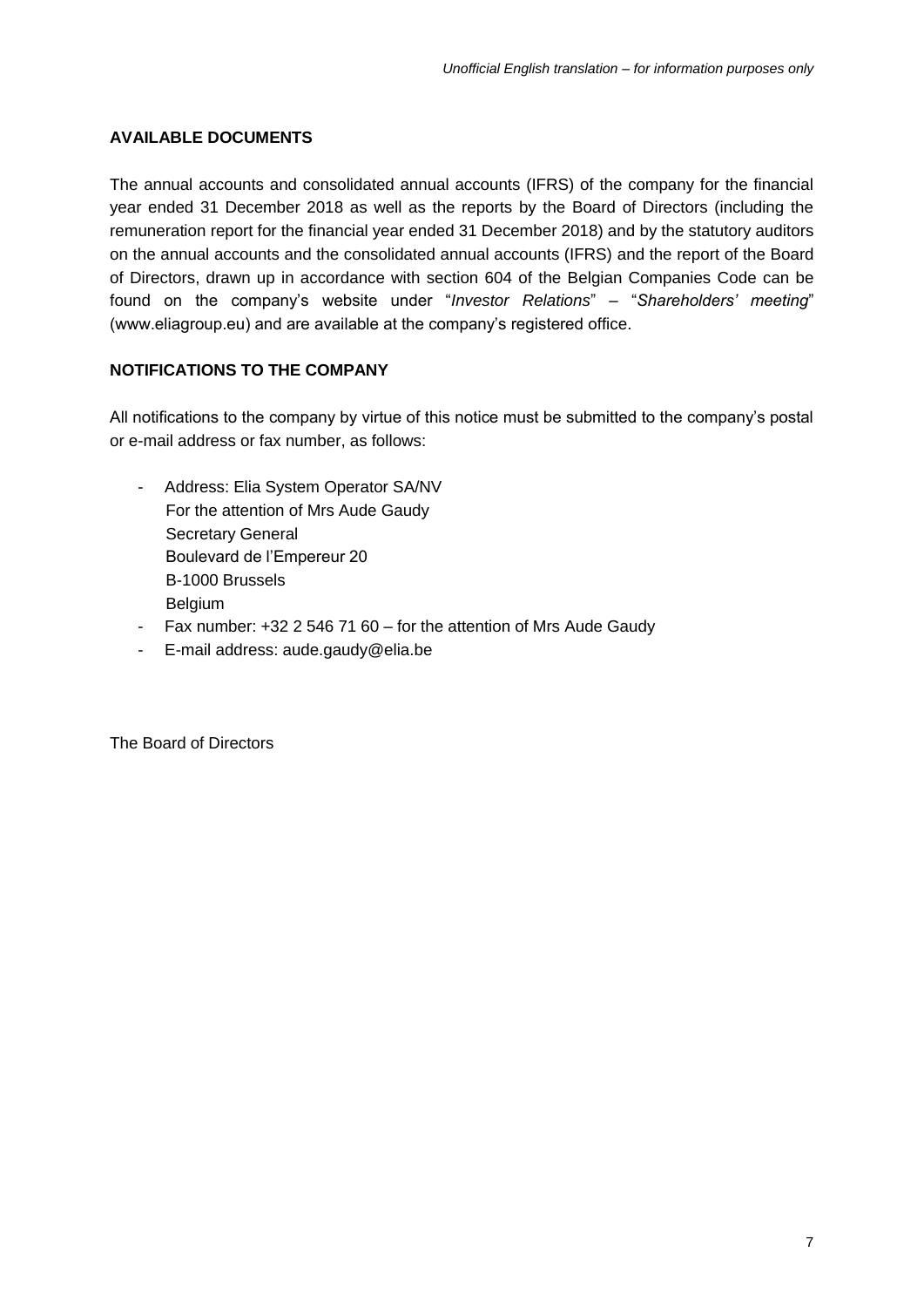## AVAILABLE DOCUMENTS

The annual accounts and consolidated annual accounts (IFRS) of the company for the financial year ended 31 December 2018 as well as the reports by the Board of Directors (including the remuneration report for the financial year ended 31 December 2018) and by the statutory auditors on the annual accounts and the consolidated annual accounts (IFRS) and the report of the Board of Directors, drawn up in accordance with section 604 of the Belgian Companies Code can be found on the company's website under "*Investor Relations*" – "*Shareholders' meeting*" (www.eliagroup.eu) and are available at the company's registered office.

## NOTIFICATIONS TO THE COMPANY

All notifications to the company by virtue of this notice must be submitted to the company's postal or e-mail address or fax number, as follows:

- Address: Elia System Operator SA/NV
  For the attention of Mrs Aude Gaudy
  Secretary General
  Boulevard de l'Empereur 20
  B-1000 Brussels
  Belgium
- Fax number: +32 2 546 71 60 – for the attention of Mrs Aude Gaudy
- E-mail address: aude.gaudy@elia.be

The Board of Directors